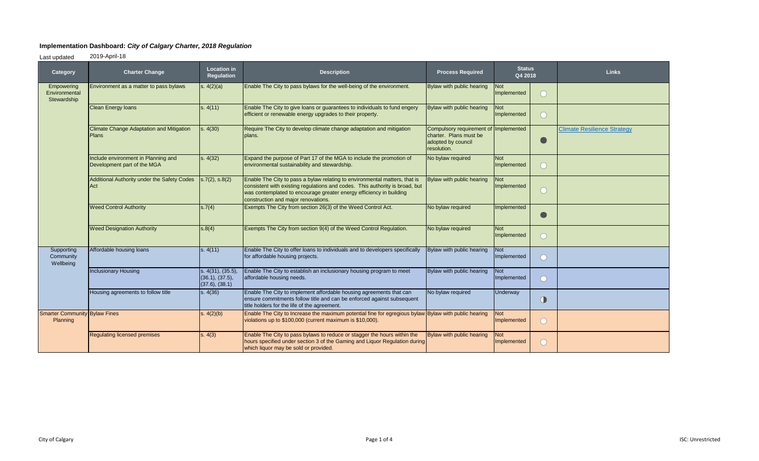# Implementation Dashboard: *City of Calgary Charter, 2018 Regulation*

Last updated 2019-April-18

| Category | Charter Change | Location in Regulation | Description | Process Required | Status Q4 2018 | | Links |
|---|---|---|---|---|---|---|---|
| Empowering Environmental Stewardship | Environment as a matter to pass bylaws | s. 4(2)(a) | Enable The City to pass bylaws for the well-being of the environment. | Bylaw with public hearing | Not Implemented | ○ | |
| | Clean Energy loans | s. 4(11) | Enable The City to give loans or guarantees to individuals to fund engery efficient or renewable energy upgrades to their property. | Bylaw with public hearing | Not Implemented | ○ | |
| | Climate Change Adaptation and Mitigation Plans | s. 4(30) | Require The City to develop climate change adaptation and mitigation plans. | Compulsory requirement of charter. Plans must be adopted by council resolution. | Implemented | ● | Climate Resilience Strategy |
| | Include environment in Planning and Development part of the MGA | s. 4(32) | Expand the purpose of Part 17 of the MGA to include the promotion of environmental sustainability and stewardship. | No bylaw required | Not Implemented | ○ | |
| | Additional Authority under the Safety Codes Act | s.7(2), s.8(2) | Enable The City to pass a bylaw relating to environmental matters, that is consistent with existing regulations and codes. This authority is broad, but was contemplated to encourage greater energy efficiency in building construction and major renovations. | Bylaw with public hearing | Not Implemented | ○ | |
| | Weed Control Authority | s.7(4) | Exempts The City from section 26(3) of the Weed Control Act. | No bylaw required | Implemented | ● | |
| | Weed Designation Authority | s.8(4) | Exempts The City from section 9(4) of the Weed Control Regulation. | No bylaw required | Not Implemented | ○ | |
| Supporting Community Wellbeing | Affordable housing loans | s. 4(11) | Enable The City to offer loans to individuals and to developers specifically for affordable housing projects. | Bylaw with public hearing | Not Implemented | ○ | |
| | Inclusionary Housing | s. 4(31), (35.5), (36.1), (37.5), (37.6), (38.1) | Enable The City to establish an inclusionary housing program to meet affordable housing needs. | Bylaw with public hearing | Not Implemented | ○ | |
| | Housing agreements to follow title | s. 4(36) | Enable The City to implement affordable housing agreements that can ensure commitments follow title and can be enforced against subsequent title holders for the life of the agreement. | No bylaw required | Underway | ◐ | |
| Smarter Community Planning | Bylaw Fines | s. 4(2)(b) | Enable The City to Increase the maximum potential fine for egregious bylaw violations up to $100,000 (current maximum is $10,000). | Bylaw with public hearing | Not Implemented | ○ | |
| | Regulating licensed premises | s. 4(3) | Enable The City to pass bylaws to reduce or stagger the hours within the hours specified under section 3 of the Gaming and Liquor Regulation during which liquor may be sold or provided. | Bylaw with public hearing | Not Implemented | ○ | |

City of Calgary ISC: Unrestricted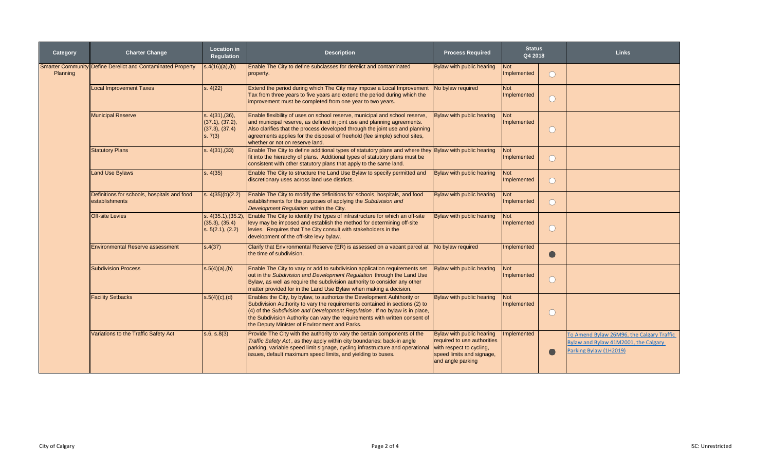| Category | Charter Change | Location in Regulation | Description | Process Required | Status Q4 2018 | | Links |
|---|---|---|---|---|---|---|---|
| Smarter Community Planning | Define Derelict and Contaminated Property | s.4(16)(a),(b) | Enable The City to define subclasses for derelict and contaminated property. | Bylaw with public hearing | Not Implemented | ○ | |
| | Local Improvement Taxes | s. 4(22) | Extend the period during which The City may impose a Local Improvement Tax from three years to five years and extend the period during which the improvement must be completed from one year to two years. | No bylaw required | Not Implemented | ○ | |
| | Municipal Reserve | s. 4(31),(36), (37.1), (37.2), (37.3), (37.4) s. 7(3) | Enable flexibility of uses on school reserve, municipal and school reserve, and municipal reserve, as defined in joint use and planning agreements. Also clarifies that the process developed through the joint use and planning agreements applies for the disposal of freehold (fee simple) school sites, whether or not on reserve land. | Bylaw with public hearing | Not Implemented | ○ | |
| | Statutory Plans | s. 4(31),(33) | Enable The City to define additional types of statutory plans and where they fit into the hierarchy of plans. Additional types of statutory plans must be consistent with other statutory plans that apply to the same land. | Bylaw with public hearing | Not Implemented | ○ | |
| | Land Use Bylaws | s. 4(35) | Enable The City to structure the Land Use Bylaw to specify permitted and discretionary uses across land use districts. | Bylaw with public hearing | Not Implemented | ○ | |
| | Definitions for schools, hospitals and food establishments | s. 4(35)(b)(2.2) | Enable The City to modify the definitions for schools, hospitals, and food establishments for the purposes of applying the *Subdivision and Development Regulation* within the City. | Bylaw with public hearing | Not Implemented | ○ | |
| | Off-site Levies | s. 4(35.1),(35.2), (35.3), (35.4) s. 5(2.1), (2.2) | Enable The City to identify the types of infrastructure for which an off-site levy may be imposed and establish the method for determining off-site levies. Requires that The City consult with stakeholders in the development of the off-site levy bylaw. | Bylaw with public hearing | Not Implemented | ○ | |
| | Environmental Reserve assessment | s.4(37) | Clarify that Environmental Reserve (ER) is assessed on a vacant parcel at the time of subdivision. | No bylaw required | Implemented | ● | |
| | Subdivision Process | s.5(4)(a),(b) | Enable The City to vary or add to subdivision application requirements set out in the *Subdivision and Development Regulation* through the Land Use Bylaw, as well as require the subdivision authority to consider any other matter provided for in the Land Use Bylaw when making a decision. | Bylaw with public hearing | Not Implemented | ○ | |
| | Facility Setbacks | s.5(4)(c),(d) | Enables the City, by bylaw, to authorize the Development Auhthority or Subdivision Authority to vary the requirements contained in sections (2) to (4) of the *Subdivision and Development Regulation*. If no bylaw is in place, the Subdivision Authority can vary the requirements with written consent of the Deputy Minister of Environment and Parks. | Bylaw with public hearing | Not Implemented | ○ | |
| | Variations to the Traffic Safety Act | s.6, s.8(3) | Provide The City with the authority to vary the certain components of the *Traffic Safety Act*, as they apply within city boundaries: back-in angle parking, variable speed limit signage, cycling infrastructure and operational issues, default maximum speed limits, and yielding to buses. | Bylaw with public hearing required to use authorities with respect to cycling, speed limits and signage, and angle parking | Implemented | ● | To Amend Bylaw 26M96, the Calgary Traffic Bylaw and Bylaw 41M2001, the Calgary Parking Bylaw (1H2019) |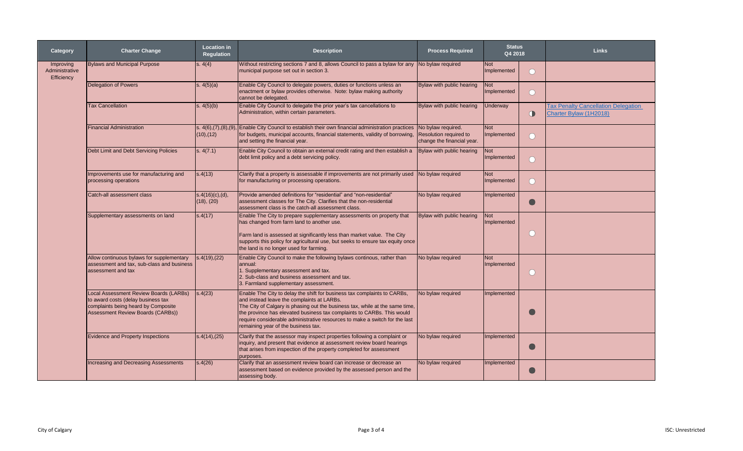| Category | Charter Change | Location in Regulation | Description | Process Required | Status Q4 2018 | | Links |
|---|---|---|---|---|---|---|---|
| Improving Administrative Efficiency | Bylaws and Municipal Purpose | s. 4(4) | Without restricting sections 7 and 8, allows Council to pass a bylaw for any municipal purpose set out in section 3. | No bylaw required | Not Implemented | ○ | |
| | Delegation of Powers | s. 4(5)(a) | Enable City Council to delegate powers, duties or functions unless an enactment or bylaw provides otherwise. Note: bylaw making authority cannot be delegated. | Bylaw with public hearing | Not Implemented | ○ | |
| | Tax Cancellation | s. 4(5)(b) | Enable City Council to delegate the prior year's tax cancellations to Administration, within certain parameters. | Bylaw with public hearing | Underway | ◑ | Tax Penalty Cancellation Delegation Charter Bylaw (1H2018) |
| | Financial Administration | s. 4(6),(7),(8),(9),(10),(12) | Enable City Council to establish their own financial administration practices for budgets, municipal accounts, financial statements, validity of borrowing, and setting the financial year. | No bylaw required. Resolution required to change the financial year. | Not Implemented | ○ | |
| | Debt Limit and Debt Servicing Policies | s. 4(7.1) | Enable City Council to obtain an external credit rating and then establish a debt limit policy and a debt servicing policy. | Bylaw with public hearing | Not Implemented | ○ | |
| | Improvements use for manufacturing and processing operations | s.4(13) | Clarify that a property is assessable if improvements are not primarily used for manufacturing or processing operations. | No bylaw required | Not Implemented | ○ | |
| | Catch-all assessment class | s.4(16)(c),(d), (18), (20) | Provide amended definitions for "residential" and "non-residential" assessment classes for The City. Clarifies that the non-residential assessment class is the catch-all assessment class. | No bylaw required | Implemented | ● | |
| | Supplementary assessments on land | s.4(17) | Enable The City to prepare supplementary assessments on property that has changed from farm land to another use.<br><br>Farm land is assessed at significantly less than market value. The City supports this policy for agricultural use, but seeks to ensure tax equity once the land is no longer used for farming. | Bylaw with public hearing | Not Implemented | ○ | |
| | Allow continuous bylaws for supplementary assessment and tax, sub-class and business assessment and tax | s.4(19),(22) | Enable City Council to make the following bylaws continous, rather than annual:<br>1. Supplementary assessment and tax.<br>2. Sub-class and business assessment and tax.<br>3. Farmland supplementary assessment. | No bylaw required | Not Implemented | ○ | |
| | Local Assessment Review Boards (LARBs) to award costs (delay business tax complaints being heard by Composite Assessment Review Boards (CARBs)) | s.4(23) | Enable The City to delay the shift for business tax complaints to CARBs, and instead leave the complaints at LARBs.<br>The City of Calgary is phasing out the business tax, while at the same time, the province has elevated business tax complaints to CARBs. This would require considerable administrative resources to make a switch for the last remaining year of the business tax. | No bylaw required | Implemented | ● | |
| | Evidence and Property Inspections | s.4(14),(25) | Clarify that the assessor may inspect properties following a complaint or inquiry, and present that evidence at assessment review board hearings that arises from inspection of the property completed for assessment purposes. | No bylaw required | Implemented | ● | |
| | Increasing and Decreasing Assessments | s.4(26) | Clarify that an assessment review board can increase or decrease an assessment based on evidence provided by the assessed person and the assessing body. | No bylaw required | Implemented | ● | |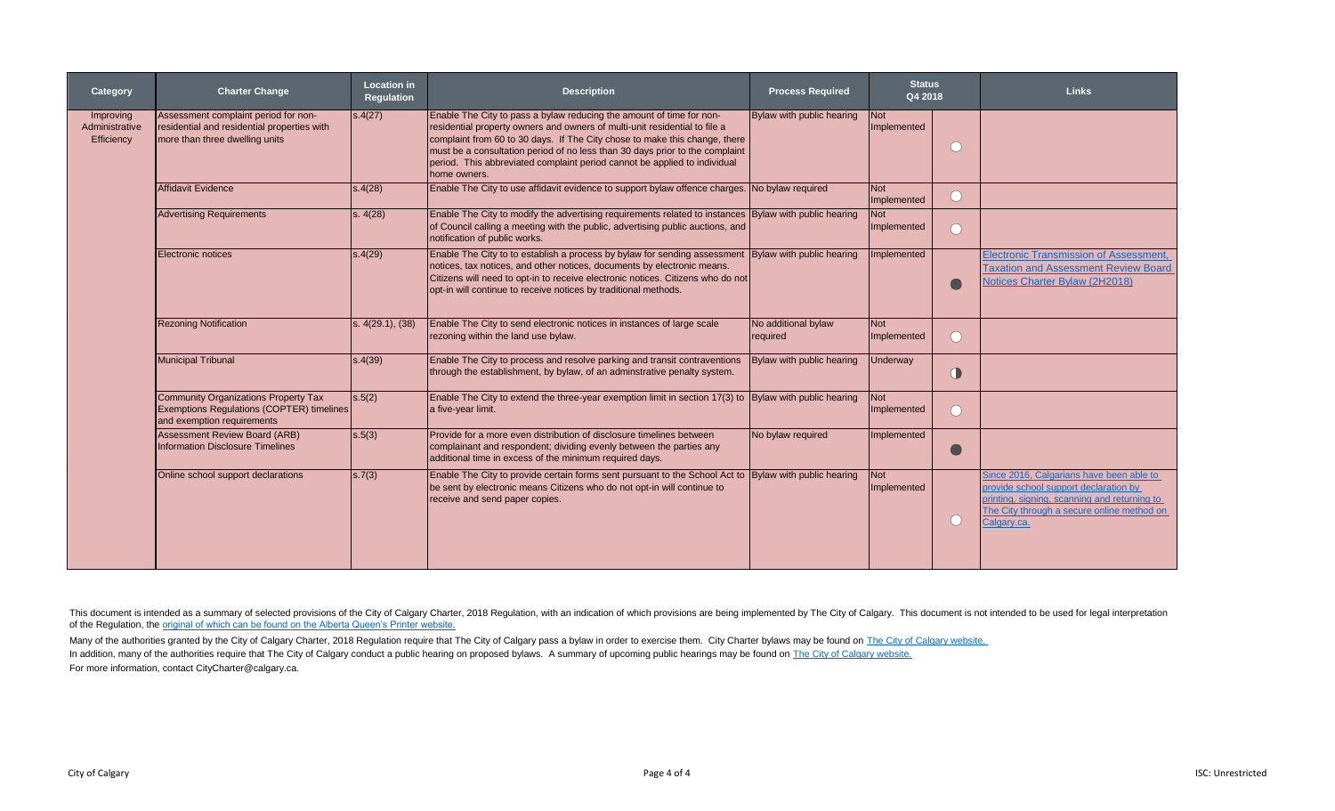| Category | Charter Change | Location in Regulation | Description | Process Required | Status Q4 2018 | | Links |
|---|---|---|---|---|---|---|---|
| Improving Administrative Efficiency | Assessment complaint period for non-residential and residential properties with more than three dwelling units | s.4(27) | Enable The City to pass a bylaw reducing the amount of time for non-residential property owners and owners of multi-unit residential to file a complaint from 60 to 30 days. If The City chose to make this change, there must be a consultation period of no less than 30 days prior to the complaint period. This abbreviated complaint period cannot be applied to individual home owners. | Bylaw with public hearing | Not Implemented | ○ | |
| | Affidavit Evidence | s.4(28) | Enable The City to use affidavit evidence to support bylaw offence charges. | No bylaw required | Not Implemented | ○ | |
| | Advertising Requirements | s. 4(28) | Enable The City to modify the advertising requirements related to instances of Council calling a meeting with the public, advertising public auctions, and notification of public works. | Bylaw with public hearing | Not Implemented | ○ | |
| | Electronic notices | s.4(29) | Enable The City to to establish a process by bylaw for sending assessment notices, tax notices, and other notices, documents by electronic means. Citizens will need to opt-in to receive electronic notices. Citizens who do not opt-in will continue to receive notices by traditional methods. | Bylaw with public hearing | Implemented | ● | Electronic Transmission of Assessment, Taxation and Assessment Review Board Notices Charter Bylaw (2H2018) |
| | Rezoning Notification | s. 4(29.1), (38) | Enable The City to send electronic notices in instances of large scale rezoning within the land use bylaw. | No additional bylaw required | Not Implemented | ○ | |
| | Municipal Tribunal | s.4(39) | Enable The City to process and resolve parking and transit contraventions through the establishment, by bylaw, of an adminstrative penalty system. | Bylaw with public hearing | Underway | ◐ | |
| | Community Organizations Property Tax Exemptions Regulations (COPTER) timelines and exemption requirements | s.5(2) | Enable The City to extend the three-year exemption limit in section 17(3) to a five-year limit. | Bylaw with public hearing | Not Implemented | ○ | |
| | Assessment Review Board (ARB) Information Disclosure Timelines | s.5(3) | Provide for a more even distribution of disclosure timelines between complainant and respondent; dividing evenly between the parties any additional time in excess of the minimum required days. | No bylaw required | Implemented | ● | |
| | Online school support declarations | s.7(3) | Enable The City to provide certain forms sent pursuant to the School Act to be sent by electronic means Citizens who do not opt-in will continue to receive and send paper copies. | Bylaw with public hearing | Not Implemented | ○ | Since 2016, Calgarians have been able to provide school support declaration by printing, signing, scanning and returning to The City through a secure online method on Calgary.ca. |

This document is intended as a summary of selected provisions of the City of Calgary Charter, 2018 Regulation, with an indication of which provisions are being implemented by The City of Calgary. This document is not intended to be used for legal interpretation of the Regulation, the original of which can be found on the Alberta Queen's Printer website.

Many of the authorities granted by the City of Calgary Charter, 2018 Regulation require that The City of Calgary pass a bylaw in order to exercise them. City Charter bylaws may be found on The City of Calgary website.

In addition, many of the authorities require that The City of Calgary conduct a public hearing on proposed bylaws. A summary of upcoming public hearings may be found on The City of Calgary website.

For more information, contact CityCharter@calgary.ca.